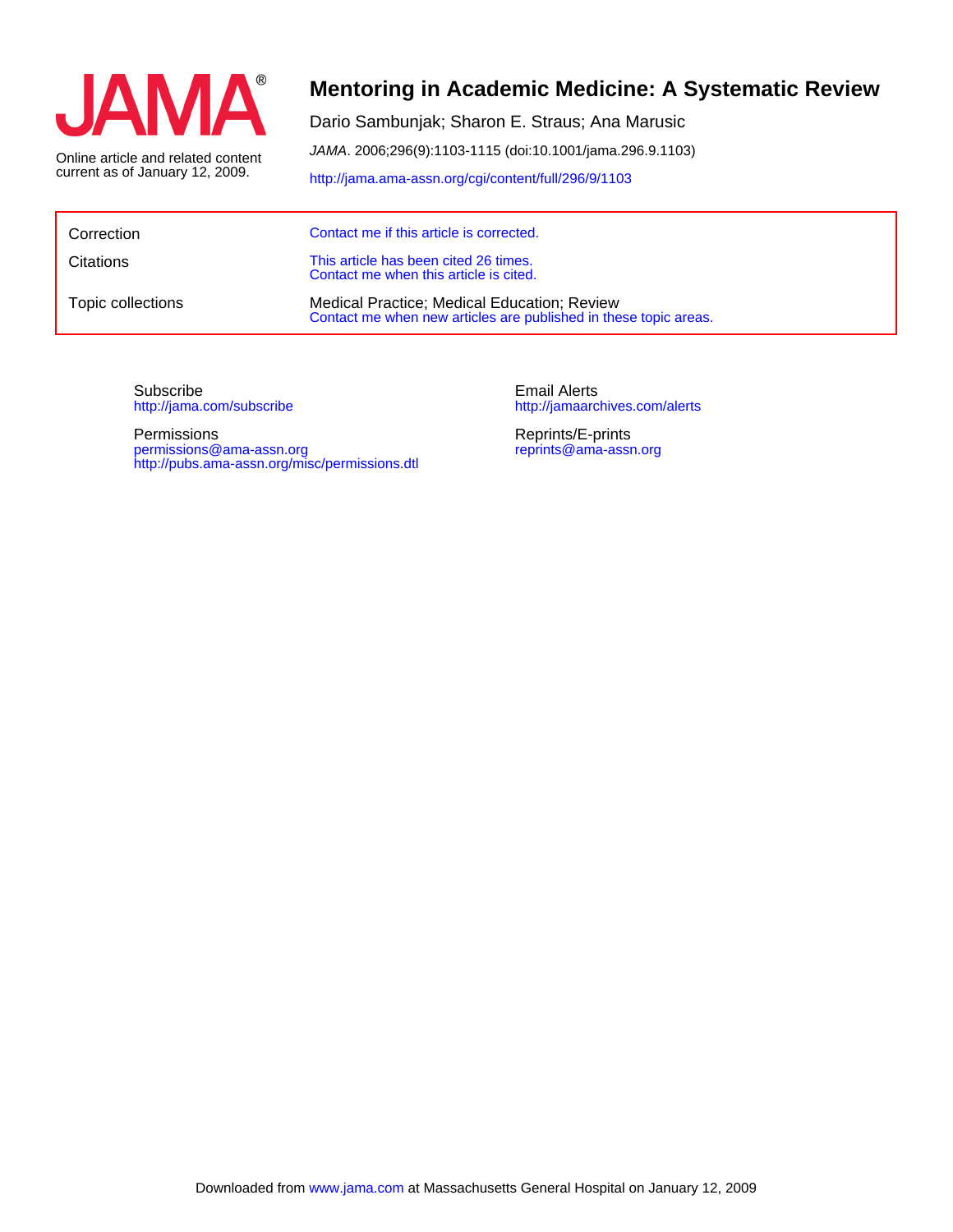JAMA®

Online article and related content current as of January 12, 2009.

# Mentoring in Academic Medicine: A Systematic Review

Dario Sambunjak; Sharon E. Straus; Ana Marusic

*JAMA*. 2006;296(9):1103-1115 (doi:10.1001/jama.296.9.1103)

http://jama.ama-assn.org/cgi/content/full/296/9/1103

| | |
|---|---|
| Correction | Contact me if this article is corrected. |
| Citations | This article has been cited 26 times. Contact me when this article is cited. |
| Topic collections | Medical Practice; Medical Education; Review<br>Contact me when new articles are published in these topic areas. |

Subscribe
http://jama.com/subscribe

Permissions
permissions@ama-assn.org
http://pubs.ama-assn.org/misc/permissions.dtl

Email Alerts
http://jamaarchives.com/alerts

Reprints/E-prints
reprints@ama-assn.org

Downloaded from www.jama.com at Massachusetts General Hospital on January 12, 2009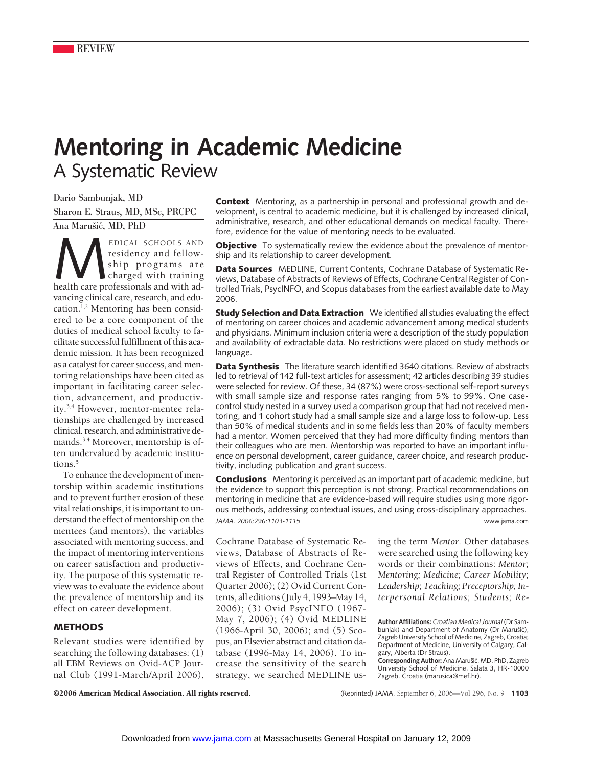# Mentoring in Academic Medicine

## A Systematic Review

Dario Sambunjak, MD

Sharon E. Straus, MD, MSc, PRCPC

Ana Marušić, MD, PhD

**Context** Mentoring, as a partnership in personal and professional growth and development, is central to academic medicine, but it is challenged by increased clinical, administrative, research, and other educational demands on medical faculty. Therefore, evidence for the value of mentoring needs to be evaluated.

**Objective** To systematically review the evidence about the prevalence of mentorship and its relationship to career development.

**Data Sources** MEDLINE, Current Contents, Cochrane Database of Systematic Reviews, Database of Abstracts of Reviews of Effects, Cochrane Central Register of Controlled Trials, PsycINFO, and Scopus databases from the earliest available date to May 2006.

**Study Selection and Data Extraction** We identified all studies evaluating the effect of mentoring on career choices and academic advancement among medical students and physicians. Minimum inclusion criteria were a description of the study population and availability of extractable data. No restrictions were placed on study methods or language.

**Data Synthesis** The literature search identified 3640 citations. Review of abstracts led to retrieval of 142 full-text articles for assessment; 42 articles describing 39 studies were selected for review. Of these, 34 (87%) were cross-sectional self-report surveys with small sample size and response rates ranging from 5% to 99%. One case-control study nested in a survey used a comparison group that had not received mentoring, and 1 cohort study had a small sample size and a large loss to follow-up. Less than 50% of medical students and in some fields less than 20% of faculty members had a mentor. Women perceived that they had more difficulty finding mentors than their colleagues who are men. Mentorship was reported to have an important influence on personal development, career guidance, career choice, and research productivity, including publication and grant success.

**Conclusions** Mentoring is perceived as an important part of academic medicine, but the evidence to support this perception is not strong. Practical recommendations on mentoring in medicine that are evidence-based will require studies using more rigorous methods, addressing contextual issues, and using cross-disciplinary approaches.

*JAMA. 2006;296:1103-1115*

MEDICAL SCHOOLS AND residency and fellowship programs are charged with training health care professionals and with advancing clinical care, research, and education.[1,2] Mentoring has been considered to be a core component of the duties of medical school faculty to facilitate successful fulfillment of this academic mission. It has been recognized as a catalyst for career success, and mentoring relationships have been cited as important in facilitating career selection, advancement, and productivity.[3,4] However, mentor-mentee relationships are challenged by increased clinical, research, and administrative demands.[3,4] Moreover, mentorship is often undervalued by academic institutions.[5]

To enhance the development of mentorship within academic institutions and to prevent further erosion of these vital relationships, it is important to understand the effect of mentorship on the mentees (and mentors), the variables associated with mentoring success, and the impact of mentoring interventions on career satisfaction and productivity. The purpose of this systematic review was to evaluate the evidence about the prevalence of mentorship and its effect on career development.

## METHODS

Relevant studies were identified by searching the following databases: (1) all EBM Reviews on Ovid-ACP Journal Club (1991-March/April 2006), Cochrane Database of Systematic Reviews, Database of Abstracts of Reviews of Effects, and Cochrane Central Register of Controlled Trials (1st Quarter 2006); (2) Ovid Current Contents, all editions (July 4, 1993–May 14, 2006); (3) Ovid PsycINFO (1967-May 7, 2006); (4) Ovid MEDLINE (1966-April 30, 2006); and (5) Scopus, an Elsevier abstract and citation database (1996-May 14, 2006). To increase the sensitivity of the search strategy, we searched MEDLINE using the term *Mentor.* Other databases were searched using the following key words or their combinations: *Mentor; Mentoring; Medicine; Career Mobility; Leadership; Teaching; Preceptorship; Interpersonal Relations; Students; Re-*

**Author Affiliations:** *Croatian Medical Journal* (Dr Sambunjak) and Department of Anatomy (Dr Marušić), Zagreb University School of Medicine, Zagreb, Croatia; Department of Medicine, University of Calgary, Calgary, Alberta (Dr Straus).

**Corresponding Author:** Ana Marušić, MD, PhD, Zagreb University School of Medicine, Salata 3, HR-10000 Zagreb, Croatia (marusica@mef.hr).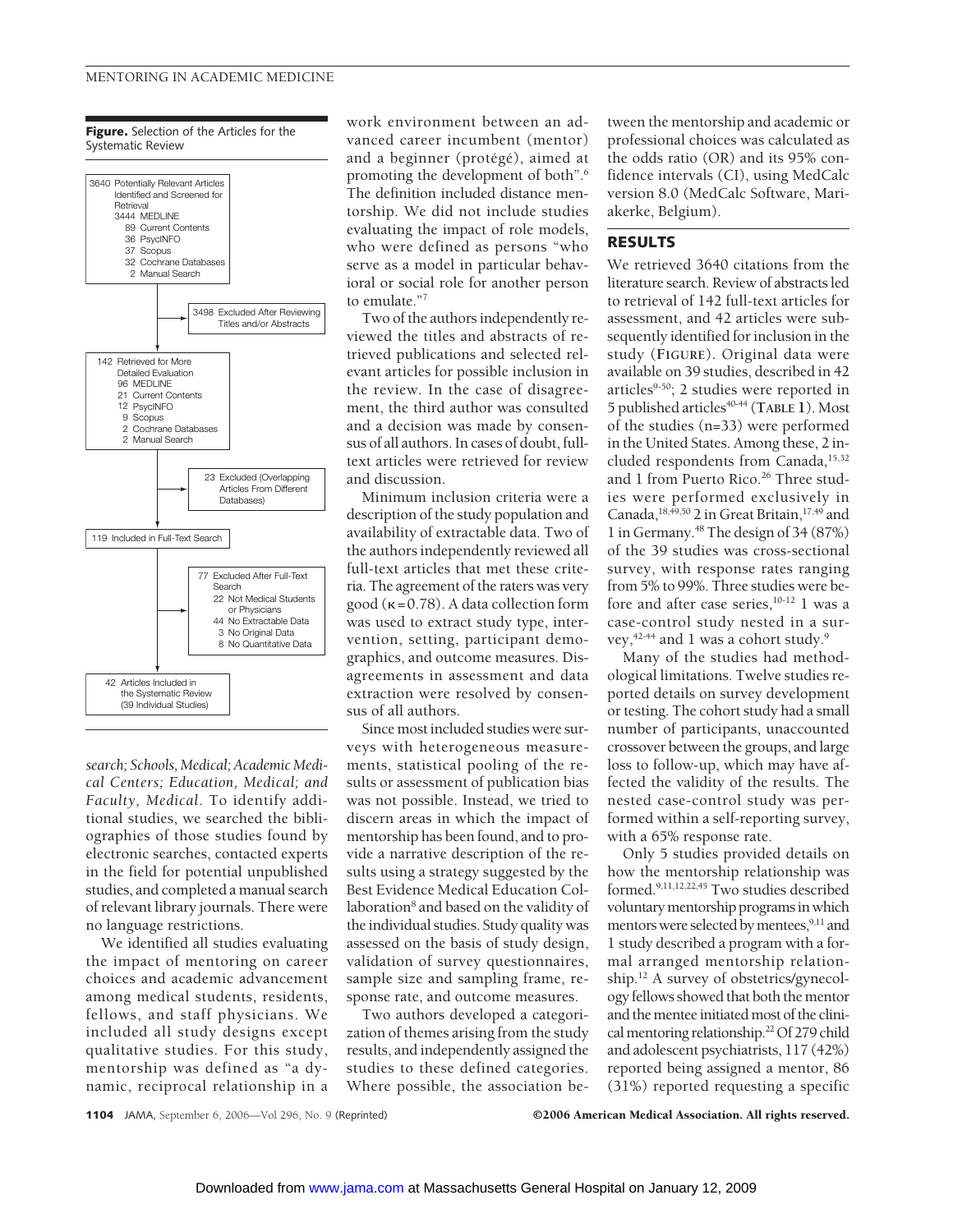**Figure.** Selection of the Articles for the Systematic Review

3640 Potentially Relevant Articles Identified and Screened for Retrieval
- 3444 MEDLINE
- 89 Current Contents
- 36 PsycINFO
- 37 Scopus
- 32 Cochrane Databases
- 2 Manual Search

3498 Excluded After Reviewing Titles and/or Abstracts

142 Retrieved for More Detailed Evaluation
- 96 MEDLINE
- 21 Current Contents
- 12 PsycINFO
- 9 Scopus
- 2 Cochrane Databases
- 2 Manual Search

23 Excluded (Overlapping Articles From Different Databases)

119 Included in Full-Text Search

77 Excluded After Full-Text Search
- 22 Not Medical Students or Physicians
- 44 No Extractable Data
- 3 No Original Data
- 8 No Quantitative Data

42 Articles Included in the Systematic Review (39 Individual Studies)

*search; Schools, Medical; Academic Medical Centers; Education, Medical; and Faculty, Medical.* To identify additional studies, we searched the bibliographies of those studies found by electronic searches, contacted experts in the field for potential unpublished studies, and completed a manual search of relevant library journals. There were no language restrictions.

We identified all studies evaluating the impact of mentoring on career choices and academic advancement among medical students, residents, fellows, and staff physicians. We included all study designs except qualitative studies. For this study, mentorship was defined as "a dynamic, reciprocal relationship in a work environment between an advanced career incumbent (mentor) and a beginner (protégé), aimed at promoting the development of both".[6] The definition included distance mentorship. We did not include studies evaluating the impact of role models, who were defined as persons "who serve as a model in particular behavioral or social role for another person to emulate."[7]

Two of the authors independently reviewed the titles and abstracts of retrieved publications and selected relevant articles for possible inclusion in the review. In the case of disagreement, the third author was consulted and a decision was made by consensus of all authors. In cases of doubt, full-text articles were retrieved for review and discussion.

Minimum inclusion criteria were a description of the study population and availability of extractable data. Two of the authors independently reviewed all full-text articles that met these criteria. The agreement of the raters was very good ($\kappa$=0.78). A data collection form was used to extract study type, intervention, setting, participant demographics, and outcome measures. Disagreements in assessment and data extraction were resolved by consensus of all authors.

Since most included studies were surveys with heterogeneous measurements, statistical pooling of the results or assessment of publication bias was not possible. Instead, we tried to discern areas in which the impact of mentorship has been found, and to provide a narrative description of the results using a strategy suggested by the Best Evidence Medical Education Collaboration[8] and based on the validity of the individual studies. Study quality was assessed on the basis of study design, validation of survey questionnaires, sample size and sampling frame, response rate, and outcome measures.

Two authors developed a categorization of themes arising from the study results, and independently assigned the studies to these defined categories. Where possible, the association between the mentorship and academic or professional choices was calculated as the odds ratio (OR) and its 95% confidence intervals (CI), using MedCalc version 8.0 (MedCalc Software, Mariakerke, Belgium).

## RESULTS

We retrieved 3640 citations from the literature search. Review of abstracts led to retrieval of 142 full-text articles for assessment, and 42 articles were subsequently identified for inclusion in the study (**FIGURE**). Original data were available on 39 studies, described in 42 articles[9-50]; 2 studies were reported in 5 published articles[40-44] (**TABLE 1**). Most of the studies (n=33) were performed in the United States. Among these, 2 included respondents from Canada,[15,32] and 1 from Puerto Rico.[26] Three studies were performed exclusively in Canada,[18,49,50] 2 in Great Britain,[17,49] and 1 in Germany.[48] The design of 34 (87%) of the 39 studies was cross-sectional survey, with response rates ranging from 5% to 99%. Three studies were before and after case series,[10-12] 1 was a case-control study nested in a survey,[42-44] and 1 was a cohort study.[9]

Many of the studies had methodological limitations. Twelve studies reported details on survey development or testing. The cohort study had a small number of participants, unaccounted crossover between the groups, and large loss to follow-up, which may have affected the validity of the results. The nested case-control study was performed within a self-reporting survey, with a 65% response rate.

Only 5 studies provided details on how the mentorship relationship was formed.[9,11,12,22,45] Two studies described voluntary mentorship programs in which mentors were selected by mentees,[9,11] and 1 study described a program with a formal arranged mentorship relationship.[12] A survey of obstetrics/gynecology fellows showed that both the mentor and the mentee initiated most of the clinical mentoring relationship.[22] Of 279 child and adolescent psychiatrists, 117 (42%) reported being assigned a mentor, 86 (31%) reported requesting a specific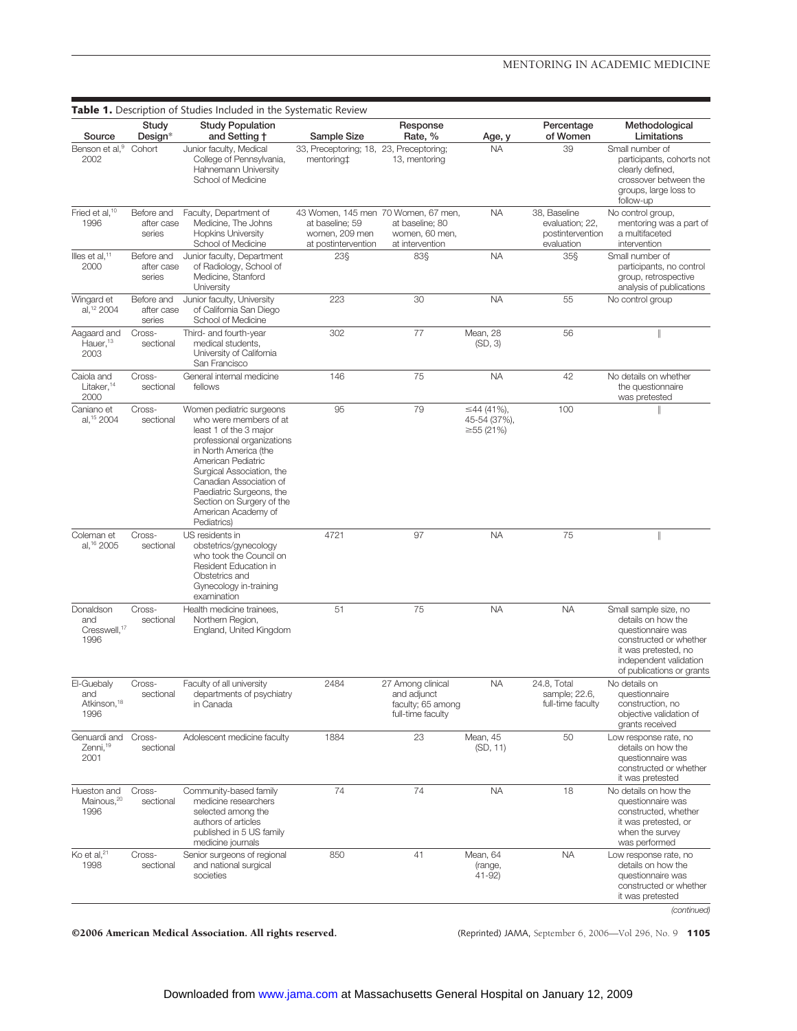**Table 1.** Description of Studies Included in the Systematic Review

| Source | Study Design* | Study Population and Setting † | Sample Size | Response Rate, % | Age, y | Percentage of Women | Methodological Limitations |
|---|---|---|---|---|---|---|---|
| Benson et al,[9] 2002 | Cohort | Junior faculty, Medical College of Pennsylvania, Hahnemann University School of Medicine | 33, Preceptoring; 18, mentoring‡ | 23, Preceptoring; 13, mentoring | NA | 39 | Small number of participants, cohorts not clearly defined, crossover between the groups, large loss to follow-up |
| Fried et al,[10] 1996 | Before and after case series | Faculty, Department of Medicine, The Johns Hopkins University School of Medicine | 43 Women, 145 men at baseline; 59 women, 209 men at postintervention | 70 Women, 67 men, at baseline; 80 women, 60 men, at intervention | NA | 38, Baseline evaluation; 22, postintervention evaluation | No control group, mentoring was a part of a multifaceted intervention |
| Illes et al,[11] 2000 | Before and after case series | Junior faculty, Department of Radiology, School of Medicine, Stanford University | 23§ | 83§ | NA | 35§ | Small number of participants, no control group, retrospective analysis of publications |
| Wingard et al,[12] 2004 | Before and after case series | Junior faculty, University of California San Diego School of Medicine | 223 | 30 | NA | 55 | No control group |
| Aagaard and Hauer,[13] 2003 | Cross-sectional | Third- and fourth-year medical students, University of California San Francisco | 302 | 77 | Mean, 28 (SD, 3) | 56 | ‖ |
| Caiola and Litaker,[14] 2000 | Cross-sectional | General internal medicine fellows | 146 | 75 | NA | 42 | No details on whether the questionnaire was pretested |
| Caniano et al,[15] 2004 | Cross-sectional | Women pediatric surgeons who were members of at least 1 of the 3 major professional organizations in North America (the American Pediatric Surgical Association, the Canadian Association of Paediatric Surgeons, the Section on Surgery of the American Academy of Pediatrics) | 95 | 79 | ≤44 (41%), 45-54 (37%), ≥55 (21%) | 100 | ‖ |
| Coleman et al,[16] 2005 | Cross-sectional | US residents in obstetrics/gynecology who took the Council on Resident Education in Obstetrics and Gynecology in-training examination | 4721 | 97 | NA | 75 | ‖ |
| Donaldson and Cresswell,[17] 1996 | Cross-sectional | Health medicine trainees, Northern Region, England, United Kingdom | 51 | 75 | NA | NA | Small sample size, no details on how the questionnaire was constructed or whether it was pretested, no independent validation of publications or grants |
| El-Guebaly and Atkinson,[18] 1996 | Cross-sectional | Faculty of all university departments of psychiatry in Canada | 2484 | 27 Among clinical and adjunct faculty; 65 among full-time faculty | NA | 24.8, Total sample; 22.6, full-time faculty | No details on questionnaire construction, no objective validation of grants received |
| Genuardi and Zenni,[19] 2001 | Cross-sectional | Adolescent medicine faculty | 1884 | 23 | Mean, 45 (SD, 11) | 50 | Low response rate, no details on how the questionnaire was constructed or whether it was pretested |
| Hueston and Mainous,[20] 1996 | Cross-sectional | Community-based family medicine researchers selected among the authors of articles published in 5 US family medicine journals | 74 | 74 | NA | 18 | No details on how the questionnaire was constructed, whether it was pretested, or when the survey was performed |
| Ko et al,[21] 1998 | Cross-sectional | Senior surgeons of regional and national surgical societies | 850 | 41 | Mean, 64 (range, 41-92) | NA | Low response rate, no details on how the questionnaire was constructed or whether it was pretested |

*(continued)*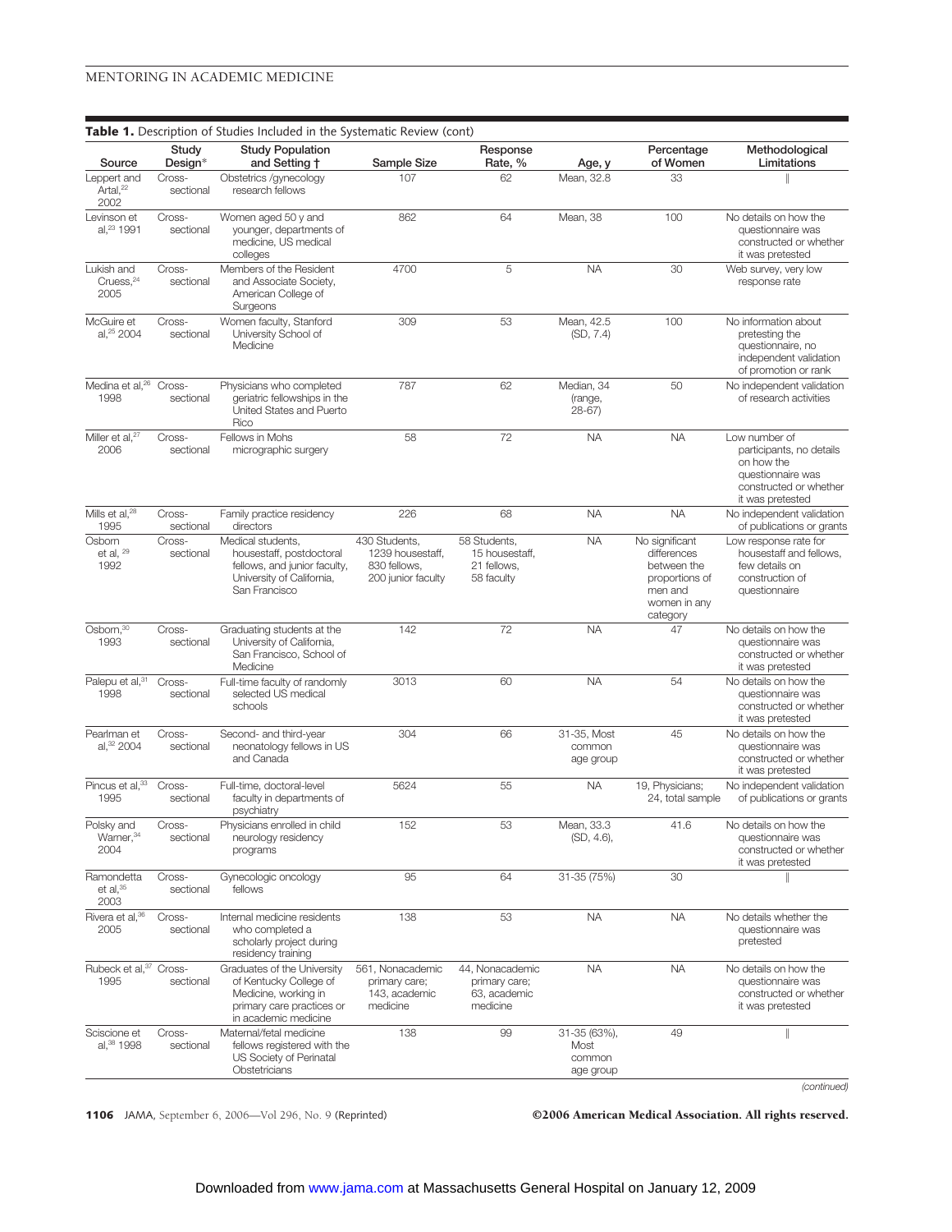**Table 1.** Description of Studies Included in the Systematic Review (cont)

| Source | Study Design* | Study Population and Setting † | Sample Size | Response Rate, % | Age, y | Percentage of Women | Methodological Limitations |
|---|---|---|---|---|---|---|---|
| Leppert and Artal,[22] 2002 | Cross-sectional | Obstetrics /gynecology research fellows | 107 | 62 | Mean, 32.8 | 33 | ‖ |
| Levinson et al,[23] 1991 | Cross-sectional | Women aged 50 y and younger, departments of medicine, US medical colleges | 862 | 64 | Mean, 38 | 100 | No details on how the questionnaire was constructed or whether it was pretested |
| Lukish and Cruess,[24] 2005 | Cross-sectional | Members of the Resident and Associate Society, American College of Surgeons | 4700 | 5 | NA | 30 | Web survey, very low response rate |
| McGuire et al,[25] 2004 | Cross-sectional | Women faculty, Stanford University School of Medicine | 309 | 53 | Mean, 42.5 (SD, 7.4) | 100 | No information about pretesting the questionnaire, no independent validation of promotion or rank |
| Medina et al,[26] 1998 | Cross-sectional | Physicians who completed geriatric fellowships in the United States and Puerto Rico | 787 | 62 | Median, 34 (range, 28-67) | 50 | No independent validation of research activities |
| Miller et al,[27] 2006 | Cross-sectional | Fellows in Mohs micrographic surgery | 58 | 72 | NA | NA | Low number of participants, no details on how the questionnaire was constructed or whether it was pretested |
| Mills et al,[28] 1995 | Cross-sectional | Family practice residency directors | 226 | 68 | NA | NA | No independent validation of publications or grants |
| Osborn et al, [29] 1992 | Cross-sectional | Medical students, housestaff, postdoctoral fellows, and junior faculty, University of California, San Francisco | 430 Students, 1239 housestaff, 830 fellows, 200 junior faculty | 58 Students, 15 housestaff, 21 fellows, 58 faculty | NA | No significant differences between the proportions of men and women in any category | Low response rate for housestaff and fellows, few details on construction of questionnaire |
| Osborn,[30] 1993 | Cross-sectional | Graduating students at the University of California, San Francisco, School of Medicine | 142 | 72 | NA | 47 | No details on how the questionnaire was constructed or whether it was pretested |
| Palepu et al,[31] 1998 | Cross-sectional | Full-time faculty of randomly selected US medical schools | 3013 | 60 | NA | 54 | No details on how the questionnaire was constructed or whether it was pretested |
| Pearlman et al,[32] 2004 | Cross-sectional | Second- and third-year neonatology fellows in US and Canada | 304 | 66 | 31-35, Most common age group | 45 | No details on how the questionnaire was constructed or whether it was pretested |
| Pincus et al,[33] 1995 | Cross-sectional | Full-time, doctoral-level faculty in departments of psychiatry | 5624 | 55 | NA | 19, Physicians; 24, total sample | No independent validation of publications or grants |
| Polsky and Warner,[34] 2004 | Cross-sectional | Physicians enrolled in child neurology residency programs | 152 | 53 | Mean, 33.3 (SD, 4.6), | 41.6 | No details on how the questionnaire was constructed or whether it was pretested |
| Ramondetta et al,[35] 2003 | Cross-sectional | Gynecologic oncology fellows | 95 | 64 | 31-35 (75%) | 30 | ‖ |
| Rivera et al,[36] 2005 | Cross-sectional | Internal medicine residents who completed a scholarly project during residency training | 138 | 53 | NA | NA | No details whether the questionnaire was pretested |
| Rubeck et al,[37] 1995 | Cross-sectional | Graduates of the University of Kentucky College of Medicine, working in primary care practices or in academic medicine | 561, Nonacademic primary care; 143, academic medicine | 44, Nonacademic primary care; 63, academic medicine | NA | NA | No details on how the questionnaire was constructed or whether it was pretested |
| Sciscione et al,[38] 1998 | Cross-sectional | Maternal/fetal medicine fellows registered with the US Society of Perinatal Obstetricians | 138 | 99 | 31-35 (63%), Most common age group | 49 | ‖ |

*(continued)*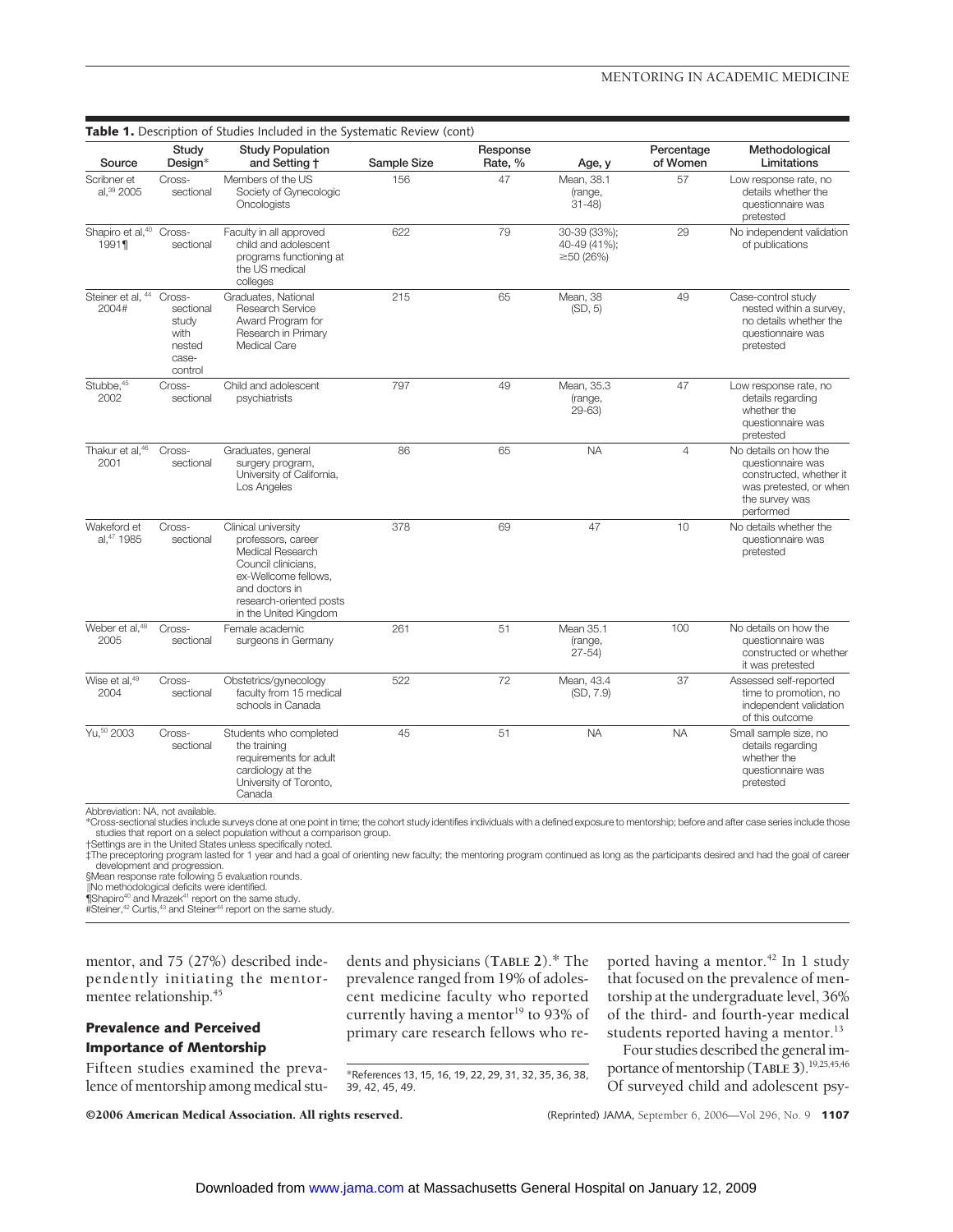**Table 1.** Description of Studies Included in the Systematic Review (cont)

| Source | Study Design* | Study Population and Setting † | Sample Size | Response Rate, % | Age, y | Percentage of Women | Methodological Limitations |
|---|---|---|---|---|---|---|---|
| Scribner et al,[39] 2005 | Cross-sectional | Members of the US Society of Gynecologic Oncologists | 156 | 47 | Mean, 38.1 (range, 31-48) | 57 | Low response rate, no details whether the questionnaire was pretested |
| Shapiro et al,[40] 1991¶ | Cross-sectional | Faculty in all approved child and adolescent programs functioning at the US medical colleges | 622 | 79 | 30-39 (33%); 40-49 (41%); ≥50 (26%) | 29 | No independent validation of publications |
| Steiner et al, [44] 2004# | Cross-sectional study with nested case-control | Graduates, National Research Service Award Program for Research in Primary Medical Care | 215 | 65 | Mean, 38 (SD, 5) | 49 | Case-control study nested within a survey, no details whether the questionnaire was pretested |
| Stubbe,[45] 2002 | Cross-sectional | Child and adolescent psychiatrists | 797 | 49 | Mean, 35.3 (range, 29-63) | 47 | Low response rate, no details regarding whether the questionnaire was pretested |
| Thakur et al,[46] 2001 | Cross-sectional | Graduates, general surgery program, University of California, Los Angeles | 86 | 65 | NA | 4 | No details on how the questionnaire was constructed, whether it was pretested, or when the survey was performed |
| Wakeford et al,[47] 1985 | Cross-sectional | Clinical university professors, career Medical Research Council clinicians, ex-Wellcome fellows, and doctors in research-oriented posts in the United Kingdom | 378 | 69 | 47 | 10 | No details whether the questionnaire was pretested |
| Weber et al,[48] 2005 | Cross-sectional | Female academic surgeons in Germany | 261 | 51 | Mean 35.1 (range, 27-54) | 100 | No details on how the questionnaire was constructed or whether it was pretested |
| Wise et al,[49] 2004 | Cross-sectional | Obstetrics/gynecology faculty from 15 medical schools in Canada | 522 | 72 | Mean, 43.4 (SD, 7.9) | 37 | Assessed self-reported time to promotion, no independent validation of this outcome |
| Yu,[50] 2003 | Cross-sectional | Students who completed the training requirements for adult cardiology at the University of Toronto, Canada | 45 | 51 | NA | NA | Small sample size, no details regarding whether the questionnaire was pretested |

Abbreviation: NA, not available.
*Cross-sectional studies include surveys done at one point in time; the cohort study identifies individuals with a defined exposure to mentorship; before and after case series include those studies that report on a select population without a comparison group.
†Settings are in the United States unless specifically noted.
‡The preceptoring program lasted for 1 year and had a goal of orienting new faculty; the mentoring program continued as long as the participants desired and had the goal of career development and progression.
§Mean response rate following 5 evaluation rounds.
‖No methodological deficits were identified.
¶Shapiro[40] and Mrazek[41] report on the same study.
#Steiner,[42] Curtis,[43] and Steiner[44] report on the same study.

mentor, and 75 (27%) described independently initiating the mentor-mentee relationship.[45]

### Prevalence and Perceived Importance of Mentorship

Fifteen studies examined the prevalence of mentorship among medical students and physicians (**TABLE 2**).* The prevalence ranged from 19% of adolescent medicine faculty who reported currently having a mentor[19] to 93% of primary care research fellows who reported having a mentor.[42] In 1 study that focused on the prevalence of mentorship at the undergraduate level, 36% of the third- and fourth-year medical students reported having a mentor.[13]

Four studies described the general importance of mentorship (**TABLE 3**).[19,25,45,46] Of surveyed child and adolescent psy-

*References 13, 15, 16, 19, 22, 29, 31, 32, 35, 36, 38, 39, 42, 45, 49.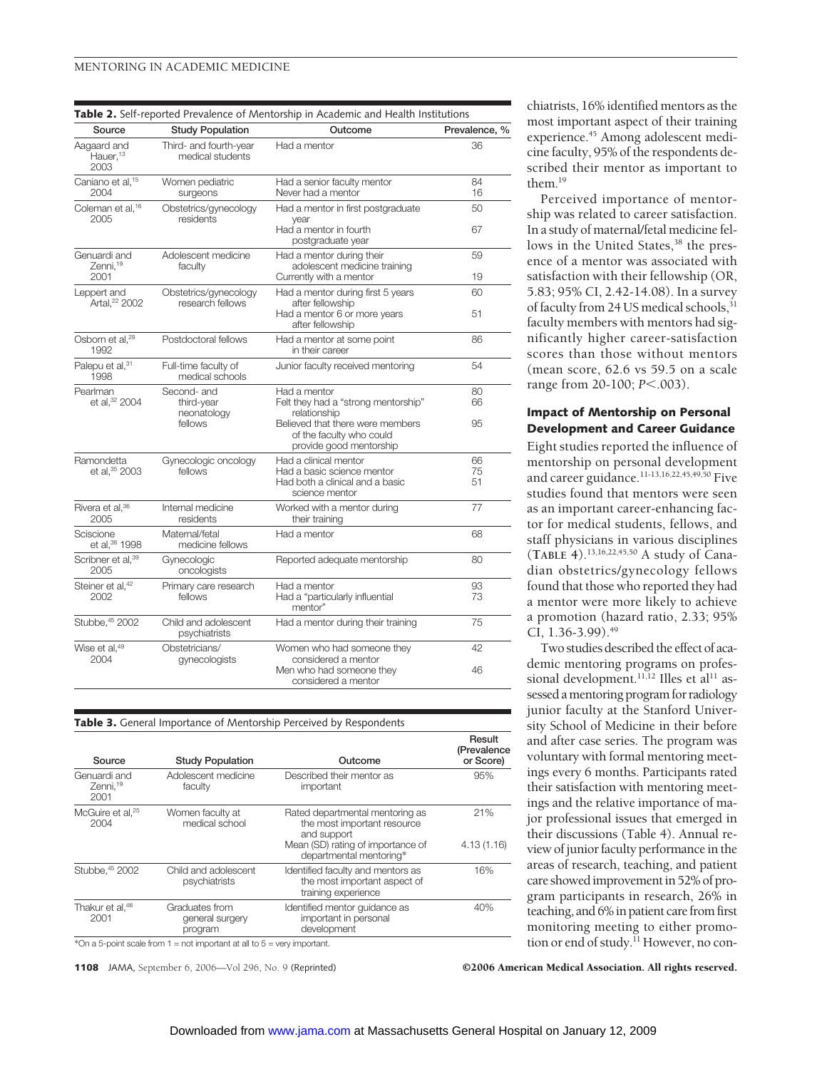**Table 2.** Self-reported Prevalence of Mentorship in Academic and Health Institutions

| Source | Study Population | Outcome | Prevalence, % |
|---|---|---|---|
| Aagaard and Hauer,[13] 2003 | Third- and fourth-year medical students | Had a mentor | 36 |
| Caniano et al,[15] 2004 | Women pediatric surgeons | Had a senior faculty mentor | 84 |
| | | Never had a mentor | 16 |
| Coleman et al,[16] 2005 | Obstetrics/gynecology residents | Had a mentor in first postgraduate year | 50 |
| | | Had a mentor in fourth postgraduate year | 67 |
| Genuardi and Zenni,[19] 2001 | Adolescent medicine faculty | Had a mentor during their adolescent medicine training | 59 |
| | | Currently with a mentor | 19 |
| Leppert and Artal,[22] 2002 | Obstetrics/gynecology research fellows | Had a mentor during first 5 years after fellowship | 60 |
| | | Had a mentor 6 or more years after fellowship | 51 |
| Osborn et al,[29] 1992 | Postdoctoral fellows | Had a mentor at some point in their career | 86 |
| Palepu et al,[31] 1998 | Full-time faculty of medical schools | Junior faculty received mentoring | 54 |
| Pearlman et al,[32] 2004 | Second- and third-year neonatology fellows | Had a mentor | 80 |
| | | Felt they had a "strong mentorship" relationship | 66 |
| | | Believed that there were members of the faculty who could provide good mentorship | 95 |
| Ramondetta et al,[35] 2003 | Gynecologic oncology fellows | Had a clinical mentor | 66 |
| | | Had a basic science mentor | 75 |
| | | Had both a clinical and a basic science mentor | 51 |
| Rivera et al,[36] 2005 | Internal medicine residents | Worked with a mentor during their training | 77 |
| Sciscione et al,[38] 1998 | Maternal/fetal medicine fellows | Had a mentor | 68 |
| Scribner et al,[39] 2005 | Gynecologic oncologists | Reported adequate mentorship | 80 |
| Steiner et al,[42] 2002 | Primary care research fellows | Had a mentor | 93 |
| | | Had a "particularly influential mentor" | 73 |
| Stubbe,[45] 2002 | Child and adolescent psychiatrists | Had a mentor during their training | 75 |
| Wise et al,[49] 2004 | Obstetricians/gynecologists | Women who had someone they considered a mentor | 42 |
| | | Men who had someone they considered a mentor | 46 |

**Table 3.** General Importance of Mentorship Perceived by Respondents

| Source | Study Population | Outcome | Result (Prevalence or Score) |
|---|---|---|---|
| Genuardi and Zenni,[19] 2001 | Adolescent medicine faculty | Described their mentor as important | 95% |
| McGuire et al,[25] 2004 | Women faculty at medical school | Rated departmental mentoring as the most important resource and support | 21% |
| | | Mean (SD) rating of importance of departmental mentoring* | 4.13 (1.16) |
| Stubbe,[45] 2002 | Child and adolescent psychiatrists | Identified faculty and mentors as the most important aspect of their training experience | 16% |
| Thakur et al,[46] 2001 | Graduates from general surgery program | Identified mentor guidance as important in personal development | 40% |

*On a 5-point scale from 1 = not important at all to 5 = very important.

chiatrists, 16% identified mentors as the most important aspect of their training experience.[45] Among adolescent medicine faculty, 95% of the respondents described their mentor as important to them.[19]

Perceived importance of mentorship was related to career satisfaction. In a study of maternal/fetal medicine fellows in the United States,[38] the presence of a mentor was associated with satisfaction with their fellowship (OR, 5.83; 95% CI, 2.42-14.08). In a survey of faculty from 24 US medical schools,[31] faculty members with mentors had significantly higher career-satisfaction scores than those without mentors (mean score, 62.6 vs 59.5 on a scale range from 20-100; $P<.003$).

### Impact of Mentorship on Personal Development and Career Guidance

Eight studies reported the influence of mentorship on personal development and career guidance.[11-13,16,22,45,49,50] Five studies found that mentors were seen as an important career-enhancing factor for medical students, fellows, and staff physicians in various disciplines (**Table 4**).[13,16,22,45,50] A study of Canadian obstetrics/gynecology fellows found that those who reported they had a mentor were more likely to achieve a promotion (hazard ratio, 2.33; 95% CI, 1.36-3.99).[49]

Two studies described the effect of academic mentoring programs on professional development.[11,12] Illes et al[11] assessed a mentoring program for radiology junior faculty at the Stanford University School of Medicine in their before and after case series. The program was voluntary with formal mentoring meetings every 6 months. Participants rated their satisfaction with mentoring meetings and the relative importance of major professional issues that emerged in their discussions (Table 4). Annual review of junior faculty performance in the areas of research, teaching, and patient care showed improvement in 52% of program participants in research, 26% in teaching, and 6% in patient care from first monitoring meeting to either promotion or end of study.[11] However, no con-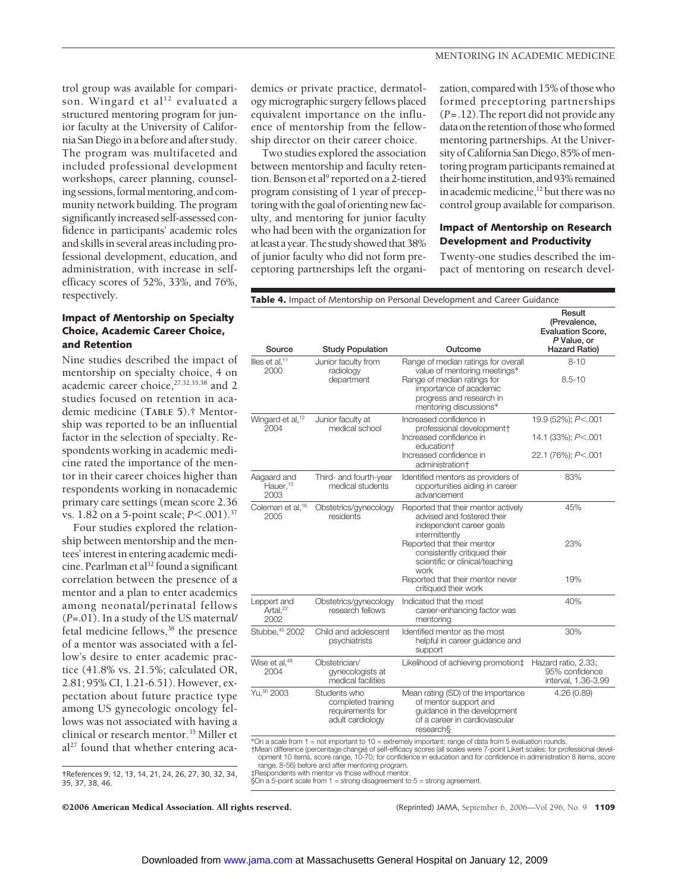trol group was available for comparison. Wingard et al[12] evaluated a structured mentoring program for junior faculty at the University of California San Diego in a before and after study. The program was multifaceted and included professional development workshops, career planning, counseling sessions, formal mentoring, and community network building. The program significantly increased self-assessed confidence in participants' academic roles and skills in several areas including professional development, education, and administration, with increase in self-efficacy scores of 52%, 33%, and 76%, respectively.

### Impact of Mentorship on Specialty Choice, Academic Career Choice, and Retention

Nine studies described the impact of mentorship on specialty choice, 4 on academic career choice,[27,32,35,38] and 2 studies focused on retention in academic medicine (TABLE 5).† Mentorship was reported to be an influential factor in the selection of specialty. Respondents working in academic medicine rated the importance of the mentor in their career choices higher than respondents working in nonacademic primary care settings (mean score 2.36 vs. 1.82 on a 5-point scale; $P<.001$).[37]

Four studies explored the relationship between mentorship and the mentees' interest in entering academic medicine. Pearlman et al[32] found a significant correlation between the presence of a mentor and a plan to enter academics among neonatal/perinatal fellows ($P=.01$). In a study of the US maternal/fetal medicine fellows,[38] the presence of a mentor was associated with a fellow's desire to enter academic practice (41.8% vs. 21.5%; calculated OR, 2.81; 95% CI, 1.21-6.51). However, expectation about future practice type among US gynecologic oncology fellows was not associated with having a clinical or research mentor.[35] Miller et al[27] found that whether entering academics or private practice, dermatology micrographic surgery fellows placed equivalent importance on the influence of mentorship from the fellowship director on their career choice.

Two studies explored the association between mentorship and faculty retention. Benson et al[9] reported on a 2-tiered program consisting of 1 year of preceptoring with the goal of orienting new faculty, and mentoring for junior faculty who had been with the organization for at least a year. The study showed that 38% of junior faculty who did not form preceptoring partnerships left the organization, compared with 15% of those who formed preceptoring partnerships ($P=.12$). The report did not provide any data on the retention of those who formed mentoring partnerships. At the University of California San Diego, 85% of mentoring program participants remained at their home institution, and 93% remained in academic medicine,[12] but there was no control group available for comparison.

### Impact of Mentorship on Research Development and Productivity

Twenty-one studies described the impact of mentoring on research devel-

†References 9, 12, 13, 14, 21, 24, 26, 27, 30, 32, 34, 35, 37, 38, 46.

**Table 4.** Impact of Mentorship on Personal Development and Career Guidance

| Source | Study Population | Outcome | Result (Prevalence, Evaluation Score, *P* Value, or Hazard Ratio) |
|---|---|---|---|
| Illes et al,[11] 2000 | Junior faculty from radiology department | Range of median ratings for overall value of mentoring meetings* | 8-10 |
| | | Range of median ratings for importance of academic progress and research in mentoring discussions* | 8.5-10 |
| Wingard et al,[12] 2004 | Junior faculty at medical school | Increased confidence in professional development† | 19.9 (52%); $P<.001$ |
| | | Increased confidence in education† | 14.1 (33%); $P<.001$ |
| | | Increased confidence in administration† | 22.1 (76%); $P<.001$ |
| Aagaard and Hauer,[13] 2003 | Third- and fourth-year medical students | Identified mentors as providers of opportunities aiding in career advancement | 83% |
| Coleman et al,[16] 2005 | Obstetrics/gynecology residents | Reported that their mentor actively advised and fostered their independent career goals intermittently | 45% |
| | | Reported that their mentor consistently critiqued their scientific or clinical/teaching work | 23% |
| | | Reported that their mentor never critiqued their work | 19% |
| Leppert and Artal,[22] 2002 | Obstetrics/gynecology research fellows | Indicated that the most career-enhancing factor was mentoring | 40% |
| Stubbe,[45] 2002 | Child and adolescent psychiatrists | Identified mentor as the most helpful in career guidance and support | 30% |
| Wise et al,[49] 2004 | Obstetrician/gynecologists at medical facilities | Likelihood of achieving promotion‡ | Hazard ratio, 2.33; 95% confidence interval, 1.36-3.99 |
| Yu,[50] 2003 | Students who completed training requirements for adult cardiology | Mean rating (SD) of the importance of mentor support and guidance in the development of a career in cardiovascular research§ | 4.26 (0.89) |

*On a scale from 1 = not important to 10 = extremely important; range of data from 5 evaluation rounds.
†Mean difference (percentage change) of self-efficacy scores (all scales were 7-point Likert scales: for professional development 10 items, score range, 10-70; for confidence in education and for confidence in administration 8 items, score range, 8-56) before and after mentoring program.
‡Respondents with mentor vs those without mentor.
§On a 5-point scale from 1 = strong disagreement to 5 = strong agreement.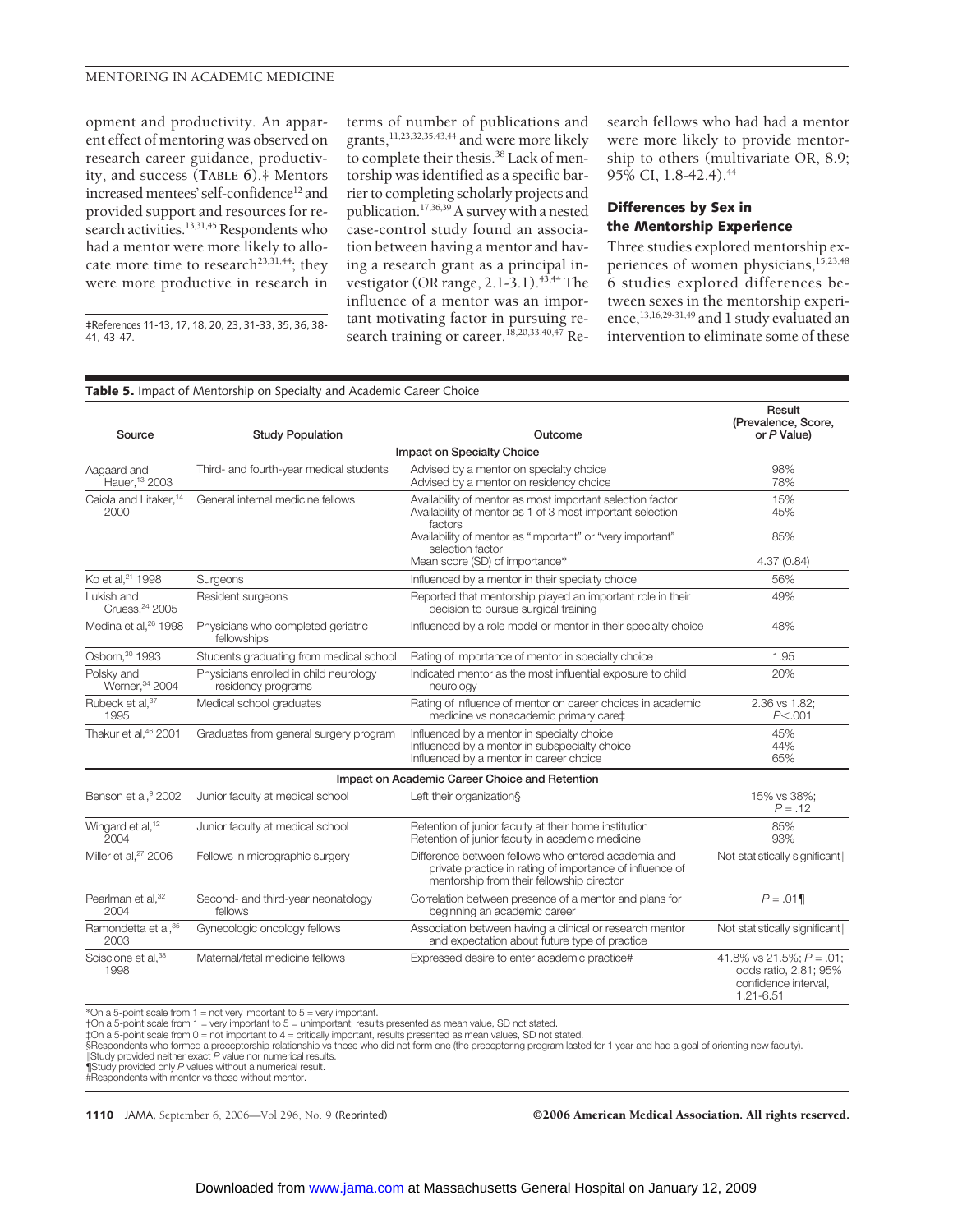opment and productivity. An apparent effect of mentoring was observed on research career guidance, productivity, and success (**TABLE 6**).‡ Mentors increased mentees' self-confidence[12] and provided support and resources for research activities.[13,31,45] Respondents who had a mentor were more likely to allocate more time to research[23,31,44]; they were more productive in research in terms of number of publications and grants,[11,23,32,35,43,44] and were more likely to complete their thesis.[38] Lack of mentorship was identified as a specific barrier to completing scholarly projects and publication.[17,36,39] A survey with a nested case-control study found an association between having a mentor and having a research grant as a principal investigator (OR range, 2.1-3.1).[43,44] The influence of a mentor was an important motivating factor in pursuing research training or career.[18,20,33,40,47] Research fellows who had had a mentor were more likely to provide mentorship to others (multivariate OR, 8.9; 95% CI, 1.8-42.4).[44]

‡References 11-13, 17, 18, 20, 23, 31-33, 35, 36, 38-41, 43-47.

### Differences by Sex in the Mentorship Experience

Three studies explored mentorship experiences of women physicians,[15,23,48] 6 studies explored differences between sexes in the mentorship experience,[13,16,29-31,49] and 1 study evaluated an intervention to eliminate some of these

**Table 5.** Impact of Mentorship on Specialty and Academic Career Choice

| Source | Study Population | Outcome | Result (Prevalence, Score, or *P* Value) |
|---|---|---|---|
| **Impact on Specialty Choice** | | | |
| Aagaard and Hauer,[13] 2003 | Third- and fourth-year medical students | Advised by a mentor on specialty choice<br>Advised by a mentor on residency choice | 98%<br>78% |
| Caiola and Litaker,[14] 2000 | General internal medicine fellows | Availability of mentor as most important selection factor<br>Availability of mentor as 1 of 3 most important selection factors<br>Availability of mentor as "important" or "very important" selection factor<br>Mean score (SD) of importance* | 15%<br>45%<br>85%<br>4.37 (0.84) |
| Ko et al,[21] 1998 | Surgeons | Influenced by a mentor in their specialty choice | 56% |
| Lukish and Cruess,[24] 2005 | Resident surgeons | Reported that mentorship played an important role in their decision to pursue surgical training | 49% |
| Medina et al,[26] 1998 | Physicians who completed geriatric fellowships | Influenced by a role model or mentor in their specialty choice | 48% |
| Osborn,[30] 1993 | Students graduating from medical school | Rating of importance of mentor in specialty choice† | 1.95 |
| Polsky and Werner,[34] 2004 | Physicians enrolled in child neurology residency programs | Indicated mentor as the most influential exposure to child neurology | 20% |
| Rubeck et al,[37] 1995 | Medical school graduates | Rating of influence of mentor on career choices in academic medicine vs nonacademic primary care‡ | 2.36 vs 1.82; $P<.001$ |
| Thakur et al,[46] 2001 | Graduates from general surgery program | Influenced by a mentor in specialty choice<br>Influenced by a mentor in subspecialty choice<br>Influenced by a mentor in career choice | 45%<br>44%<br>65% |
| **Impact on Academic Career Choice and Retention** | | | |
| Benson et al,[9] 2002 | Junior faculty at medical school | Left their organization§ | 15% vs 38%; $P=.12$ |
| Wingard et al,[12] 2004 | Junior faculty at medical school | Retention of junior faculty at their home institution<br>Retention of junior faculty in academic medicine | 85%<br>93% |
| Miller et al,[27] 2006 | Fellows in micrographic surgery | Difference between fellows who entered academia and private practice in rating of importance of influence of mentorship from their fellowship director | Not statistically significant‖ |
| Pearlman et al,[32] 2004 | Second- and third-year neonatology fellows | Correlation between presence of a mentor and plans for beginning an academic career | $P=.01$¶ |
| Ramondetta et al,[35] 2003 | Gynecologic oncology fellows | Association between having a clinical or research mentor and expectation about future type of practice | Not statistically significant‖ |
| Sciscione et al,[38] 1998 | Maternal/fetal medicine fellows | Expressed desire to enter academic practice# | 41.8% vs 21.5%; $P=.01$; odds ratio, 2.81; 95% confidence interval, 1.21-6.51 |

*On a 5-point scale from 1 = not very important to 5 = very important.
†On a 5-point scale from 1 = very important to 5 = unimportant; results presented as mean value, SD not stated.
‡On a 5-point scale from 0 = not important to 4 = critically important, results presented as mean values, SD not stated.
§Respondents who formed a preceptorship relationship vs those who did not form one (the preceptoring program lasted for 1 year and had a goal of orienting new faculty).
‖Study provided neither exact *P* value nor numerical results.
¶Study provided only *P* values without a numerical result.
#Respondents with mentor vs those without mentor.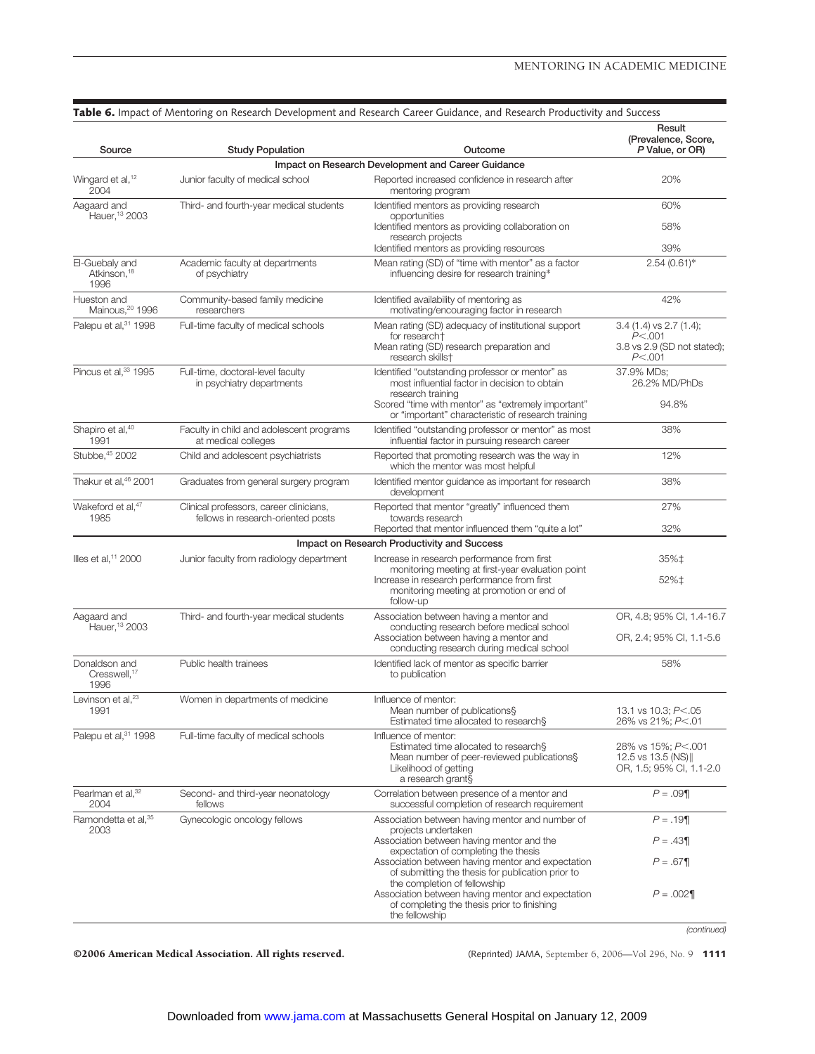**Table 6.** Impact of Mentoring on Research Development and Research Career Guidance, and Research Productivity and Success

| Source | Study Population | Outcome | Result (Prevalence, Score, *P* Value, or OR) |
|---|---|---|---|
| **Impact on Research Development and Career Guidance** | | | |
| Wingard et al,[12] 2004 | Junior faculty of medical school | Reported increased confidence in research after mentoring program | 20% |
| Aagaard and Hauer,[13] 2003 | Third- and fourth-year medical students | Identified mentors as providing research opportunities | 60% |
| | | Identified mentors as providing collaboration on research projects | 58% |
| | | Identified mentors as providing resources | 39% |
| El-Guebaly and Atkinson,[18] 1996 | Academic faculty at departments of psychiatry | Mean rating (SD) of "time with mentor" as a factor influencing desire for research training* | 2.54 (0.61)* |
| Hueston and Mainous,[20] 1996 | Community-based family medicine researchers | Identified availability of mentoring as motivating/encouraging factor in research | 42% |
| Palepu et al,[31] 1998 | Full-time faculty of medical schools | Mean rating (SD) adequacy of institutional support for research† | 3.4 (1.4) vs 2.7 (1.4); $P<.001$ |
| | | Mean rating (SD) research preparation and research skills† | 3.8 vs 2.9 (SD not stated); $P<.001$ |
| Pincus et al,[33] 1995 | Full-time, doctoral-level faculty in psychiatry departments | Identified "outstanding professor or mentor" as most influential factor in decision to obtain research training | 37.9% MDs; 26.2% MD/PhDs |
| | | Scored "time with mentor" as "extremely important" or "important" characteristic of research training | 94.8% |
| Shapiro et al,[40] 1991 | Faculty in child and adolescent programs at medical colleges | Identified "outstanding professor or mentor" as most influential factor in pursuing research career | 38% |
| Stubbe,[45] 2002 | Child and adolescent psychiatrists | Reported that promoting research was the way in which the mentor was most helpful | 12% |
| Thakur et al,[46] 2001 | Graduates from general surgery program | Identified mentor guidance as important for research development | 38% |
| Wakeford et al,[47] 1985 | Clinical professors, career clinicians, fellows in research-oriented posts | Reported that mentor "greatly" influenced them towards research | 27% |
| | | Reported that mentor influenced them "quite a lot" | 32% |
| **Impact on Research Productivity and Success** | | | |
| Illes et al,[11] 2000 | Junior faculty from radiology department | Increase in research performance from first monitoring meeting at first-year evaluation point | 35%‡ |
| | | Increase in research performance from first monitoring meeting at promotion or end of follow-up | 52%‡ |
| Aagaard and Hauer,[13] 2003 | Third- and fourth-year medical students | Association between having a mentor and conducting research before medical school | OR, 4.8; 95% CI, 1.4-16.7 |
| | | Association between having a mentor and conducting research during medical school | OR, 2.4; 95% CI, 1.1-5.6 |
| Donaldson and Cresswell,[17] 1996 | Public health trainees | Identified lack of mentor as specific barrier to publication | 58% |
| Levinson et al,[23] 1991 | Women in departments of medicine | Influence of mentor: | |
| | | Mean number of publications§ | 13.1 vs 10.3; $P<.05$ |
| | | Estimated time allocated to research§ | 26% vs 21%; $P<.01$ |
| Palepu et al,[31] 1998 | Full-time faculty of medical schools | Influence of mentor: | |
| | | Estimated time allocated to research§ | 28% vs 15%; $P<.001$ |
| | | Mean number of peer-reviewed publications§ | 12.5 vs 13.5 (NS)‖ |
| | | Likelihood of getting a research grant§ | OR, 1.5; 95% CI, 1.1-2.0 |
| Pearlman et al,[32] 2004 | Second- and third-year neonatology fellows | Correlation between presence of a mentor and successful completion of research requirement | $P=.09$¶ |
| Ramondetta et al,[35] 2003 | Gynecologic oncology fellows | Association between having mentor and number of projects undertaken | $P=.19$¶ |
| | | Association between having mentor and the expectation of completing the thesis | $P=.43$¶ |
| | | Association between having mentor and expectation of submitting the thesis for publication prior to the completion of fellowship | $P=.67$¶ |
| | | Association between having mentor and expectation of completing the thesis prior to finishing the fellowship | $P=.002$¶ |

*(continued)*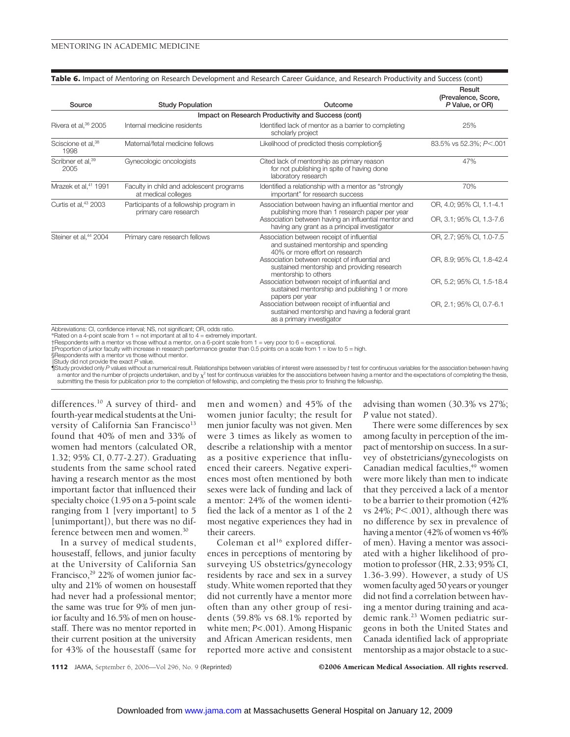**Table 6.** Impact of Mentoring on Research Development and Research Career Guidance, and Research Productivity and Success (cont)

| Source | Study Population | Outcome | Result (Prevalence, Score, *P* Value, or OR) |
|---|---|---|---|
| | | **Impact on Research Productivity and Success (cont)** | |
| Rivera et al,[36] 2005 | Internal medicine residents | Identified lack of mentor as a barrier to completing scholarly project | 25% |
| Sciscione et al,[38] 1998 | Maternal/fetal medicine fellows | Likelihood of predicted thesis completion§ | 83.5% vs 52.3%; $P<.001$ |
| Scribner et al,[39] 2005 | Gynecologic oncologists | Cited lack of mentorship as primary reason for not publishing in spite of having done laboratory research | 47% |
| Mrazek et al,[41] 1991 | Faculty in child and adolescent programs at medical colleges | Identified a relationship with a mentor as "strongly important" for research success | 70% |
| Curtis et al,[43] 2003 | Participants of a fellowship program in primary care research | Association between having an influential mentor and publishing more than 1 research paper per year | OR, 4.0; 95% CI, 1.1-4.1 |
| | | Association between having an influential mentor and having any grant as a principal investigator | OR, 3.1; 95% CI, 1.3-7.6 |
| Steiner et al,[44] 2004 | Primary care research fellows | Association between receipt of influential and sustained mentorship and spending 40% or more effort on research | OR, 2.7; 95% CI, 1.0-7.5 |
| | | Association between receipt of influential and sustained mentorship and providing research mentorship to others | OR, 8.9; 95% CI, 1.8-42.4 |
| | | Association between receipt of influential and sustained mentorship and publishing 1 or more papers per year | OR, 5.2; 95% CI, 1.5-18.4 |
| | | Association between receipt of influential and sustained mentorship and having a federal grant as a primary investigator | OR, 2.1; 95% CI, 0.7-6.1 |

Abbreviations: CI, confidence interval; NS, not significant; OR, odds ratio.
*Rated on a 4-point scale from 1 = not important at all to 4 = extremely important.
†Respondents with a mentor vs those without a mentor, on a 6-point scale from 1 = very poor to 6 = exceptional.
‡Proportion of junior faculty with increase in research performance greater than 0.5 points on a scale from 1 = low to 5 = high.
§Respondents with a mentor vs those without mentor.
‖Study did not provide the exact *P* value.
¶Study provided only *P* values without a numerical result. Relationships between variables of interest were assessed by *t* test for continuous variables for the association between having a mentor and the number of projects undertaken, and by $\chi^2$ test for continuous variables for the associations between having a mentor and the expectations of completing the thesis, submitting the thesis for publication prior to the completion of fellowship, and completing the thesis prior to finishing the fellowship.

differences.[10] A survey of third- and fourth-year medical students at the University of California San Francisco[13] found that 40% of men and 33% of women had mentors (calculated OR, 1.32; 95% CI, 0.77-2.27). Graduating students from the same school rated having a research mentor as the most important factor that influenced their specialty choice (1.95 on a 5-point scale ranging from 1 [very important] to 5 [unimportant]), but there was no difference between men and women.[30]

In a survey of medical students, housestaff, fellows, and junior faculty at the University of California San Francisco,[29] 22% of women junior faculty and 21% of women on housestaff had never had a professional mentor; the same was true for 9% of men junior faculty and 16.5% of men on housestaff. There was no mentor reported in their current position at the university for 43% of the housestaff (same for men and women) and 45% of the women junior faculty; the result for men junior faculty was not given. Men were 3 times as likely as women to describe a relationship with a mentor as a positive experience that influenced their careers. Negative experiences most often mentioned by both sexes were lack of funding and lack of a mentor: 24% of the women identified the lack of a mentor as 1 of the 2 most negative experiences they had in their careers.

Coleman et al[16] explored differences in perceptions of mentoring by surveying US obstetrics/gynecology residents by race and sex in a survey study. White women reported that they did not currently have a mentor more often than any other group of residents (59.8% vs 68.1% reported by white men; $P<.001$). Among Hispanic and African American residents, men reported more active and consistent advising than women (30.3% vs 27%; *P* value not stated).

There were some differences by sex among faculty in perception of the impact of mentorship on success. In a survey of obstetricians/gynecologists on Canadian medical faculties,[49] women were more likely than men to indicate that they perceived a lack of a mentor to be a barrier to their promotion (42% vs 24%; $P<.001$), although there was no difference by sex in prevalence of having a mentor (42% of women vs 46% of men). Having a mentor was associated with a higher likelihood of promotion to professor (HR, 2.33; 95% CI, 1.36-3.99). However, a study of US women faculty aged 50 years or younger did not find a correlation between having a mentor during training and academic rank.[23] Women pediatric surgeons in both the United States and Canada identified lack of appropriate mentorship as a major obstacle to a suc-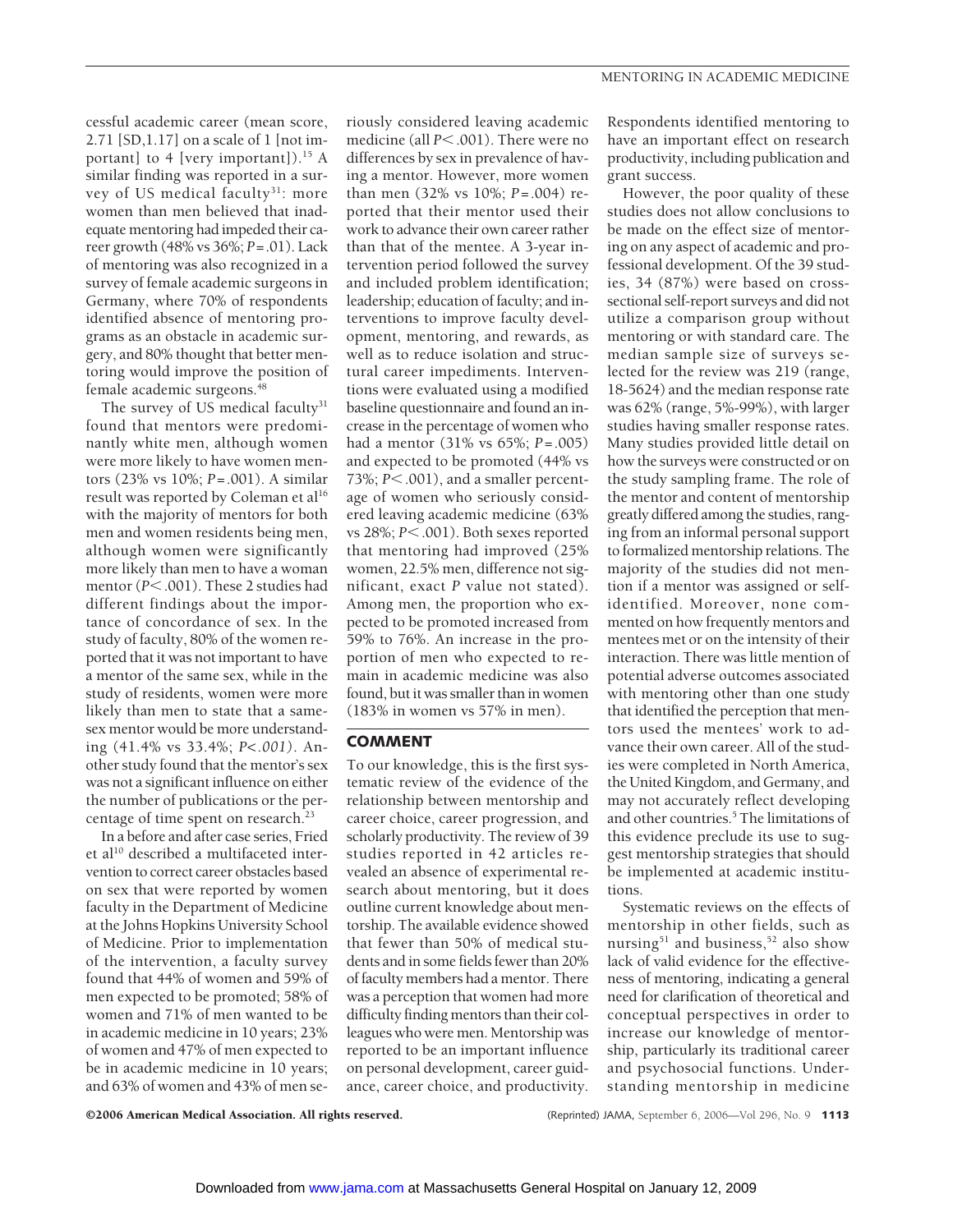cessful academic career (mean score, 2.71 [SD,1.17] on a scale of 1 [not important] to 4 [very important]).[15] A similar finding was reported in a survey of US medical faculty[31]: more women than men believed that inadequate mentoring had impeded their career growth (48% vs 36%; $P=.01$). Lack of mentoring was also recognized in a survey of female academic surgeons in Germany, where 70% of respondents identified absence of mentoring programs as an obstacle in academic surgery, and 80% thought that better mentoring would improve the position of female academic surgeons.[48]

The survey of US medical faculty[31] found that mentors were predominantly white men, although women were more likely to have women mentors (23% vs 10%; $P=.001$). A similar result was reported by Coleman et al[16] with the majority of mentors for both men and women residents being men, although women were significantly more likely than men to have a woman mentor ($P<.001$). These 2 studies had different findings about the importance of concordance of sex. In the study of faculty, 80% of the women reported that it was not important to have a mentor of the same sex, while in the study of residents, women were more likely than men to state that a same-sex mentor would be more understanding (41.4% vs 33.4%; $P<.001$). Another study found that the mentor's sex was not a significant influence on either the number of publications or the percentage of time spent on research.[23]

In a before and after case series, Fried et al[10] described a multifaceted intervention to correct career obstacles based on sex that were reported by women faculty in the Department of Medicine at the Johns Hopkins University School of Medicine. Prior to implementation of the intervention, a faculty survey found that 44% of women and 59% of men expected to be promoted; 58% of women and 71% of men wanted to be in academic medicine in 10 years; 23% of women and 47% of men expected to be in academic medicine in 10 years; and 63% of women and 43% of men seriously considered leaving academic medicine (all $P<.001$). There were no differences by sex in prevalence of having a mentor. However, more women than men (32% vs 10%; $P=.004$) reported that their mentor used their work to advance their own career rather than that of the mentee. A 3-year intervention period followed the survey and included problem identification; leadership; education of faculty; and interventions to improve faculty development, mentoring, and rewards, as well as to reduce isolation and structural career impediments. Interventions were evaluated using a modified baseline questionnaire and found an increase in the percentage of women who had a mentor (31% vs 65%; $P=.005$) and expected to be promoted (44% vs 73%; $P<.001$), and a smaller percentage of women who seriously considered leaving academic medicine (63% vs 28%; $P<.001$). Both sexes reported that mentoring had improved (25% women, 22.5% men, difference not significant, exact $P$ value not stated). Among men, the proportion who expected to be promoted increased from 59% to 76%. An increase in the proportion of men who expected to remain in academic medicine was also found, but it was smaller than in women (183% in women vs 57% in men).

## COMMENT

To our knowledge, this is the first systematic review of the evidence of the relationship between mentorship and career choice, career progression, and scholarly productivity. The review of 39 studies reported in 42 articles revealed an absence of experimental research about mentoring, but it does outline current knowledge about mentorship. The available evidence showed that fewer than 50% of medical students and in some fields fewer than 20% of faculty members had a mentor. There was a perception that women had more difficulty finding mentors than their colleagues who were men. Mentorship was reported to be an important influence on personal development, career guidance, career choice, and productivity. Respondents identified mentoring to have an important effect on research productivity, including publication and grant success.

However, the poor quality of these studies does not allow conclusions to be made on the effect size of mentoring on any aspect of academic and professional development. Of the 39 studies, 34 (87%) were based on cross-sectional self-report surveys and did not utilize a comparison group without mentoring or with standard care. The median sample size of surveys selected for the review was 219 (range, 18-5624) and the median response rate was 62% (range, 5%-99%), with larger studies having smaller response rates. Many studies provided little detail on how the surveys were constructed or on the study sampling frame. The role of the mentor and content of mentorship greatly differed among the studies, ranging from an informal personal support to formalized mentorship relations. The majority of the studies did not mention if a mentor was assigned or self-identified. Moreover, none commented on how frequently mentors and mentees met or on the intensity of their interaction. There was little mention of potential adverse outcomes associated with mentoring other than one study that identified the perception that mentors used the mentees' work to advance their own career. All of the studies were completed in North America, the United Kingdom, and Germany, and may not accurately reflect developing and other countries.[5] The limitations of this evidence preclude its use to suggest mentorship strategies that should be implemented at academic institutions.

Systematic reviews on the effects of mentorship in other fields, such as nursing[51] and business,[52] also show lack of valid evidence for the effectiveness of mentoring, indicating a general need for clarification of theoretical and conceptual perspectives in order to increase our knowledge of mentorship, particularly its traditional career and psychosocial functions. Understanding mentorship in medicine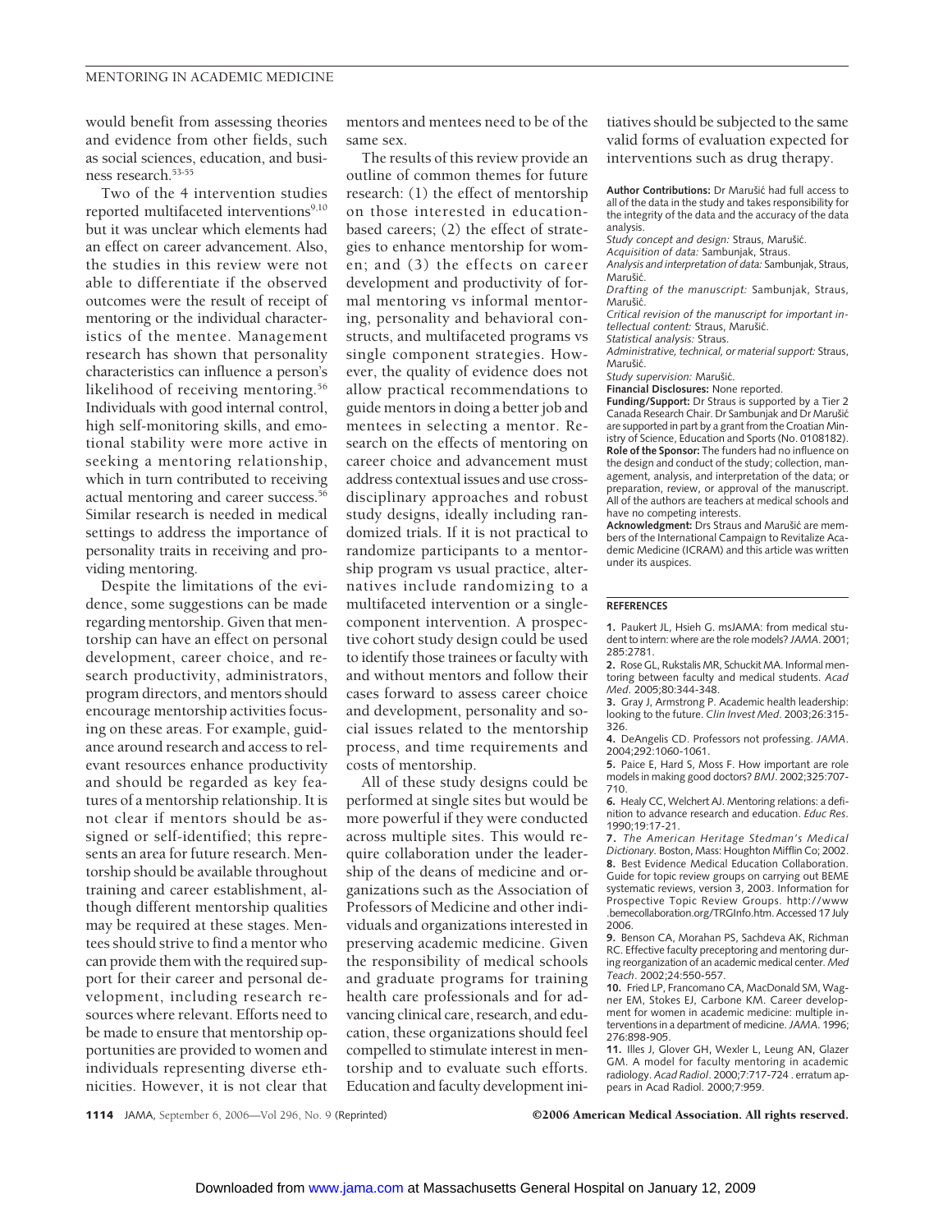would benefit from assessing theories and evidence from other fields, such as social sciences, education, and business research.[53-55]

Two of the 4 intervention studies reported multifaceted interventions[9,10] but it was unclear which elements had an effect on career advancement. Also, the studies in this review were not able to differentiate if the observed outcomes were the result of receipt of mentoring or the individual characteristics of the mentee. Management research has shown that personality characteristics can influence a person's likelihood of receiving mentoring.[56] Individuals with good internal control, high self-monitoring skills, and emotional stability were more active in seeking a mentoring relationship, which in turn contributed to receiving actual mentoring and career success.[56] Similar research is needed in medical settings to address the importance of personality traits in receiving and providing mentoring.

Despite the limitations of the evidence, some suggestions can be made regarding mentorship. Given that mentorship can have an effect on personal development, career choice, and research productivity, administrators, program directors, and mentors should encourage mentorship activities focusing on these areas. For example, guidance around research and access to relevant resources enhance productivity and should be regarded as key features of a mentorship relationship. It is not clear if mentors should be assigned or self-identified; this represents an area for future research. Mentorship should be available throughout training and career establishment, although different mentorship qualities may be required at these stages. Mentees should strive to find a mentor who can provide them with the required support for their career and personal development, including research resources where relevant. Efforts need to be made to ensure that mentorship opportunities are provided to women and individuals representing diverse ethnicities. However, it is not clear that mentors and mentees need to be of the same sex.

The results of this review provide an outline of common themes for future research: (1) the effect of mentorship on those interested in education-based careers; (2) the effect of strategies to enhance mentorship for women; and (3) the effects on career development and productivity of formal mentoring vs informal mentoring, personality and behavioral constructs, and multifaceted programs vs single component strategies. However, the quality of evidence does not allow practical recommendations to guide mentors in doing a better job and mentees in selecting a mentor. Research on the effects of mentoring on career choice and advancement must address contextual issues and use cross-disciplinary approaches and robust study designs, ideally including randomized trials. If it is not practical to randomize participants to a mentorship program vs usual practice, alternatives include randomizing to a multifaceted intervention or a single-component intervention. A prospective cohort study design could be used to identify those trainees or faculty with and without mentors and follow their cases forward to assess career choice and development, personality and social issues related to the mentorship process, and time requirements and costs of mentorship.

All of these study designs could be performed at single sites but would be more powerful if they were conducted across multiple sites. This would require collaboration under the leadership of the deans of medicine and organizations such as the Association of Professors of Medicine and other individuals and organizations interested in preserving academic medicine. Given the responsibility of medical schools and graduate programs for training health care professionals and for advancing clinical care, research, and education, these organizations should feel compelled to stimulate interest in mentorship and to evaluate such efforts. Education and faculty development initiatives should be subjected to the same valid forms of evaluation expected for interventions such as drug therapy.

**Author Contributions:** Dr Marušić had full access to all of the data in the study and takes responsibility for the integrity of the data and the accuracy of the data analysis.
*Study concept and design:* Straus, Marušić.
*Acquisition of data:* Sambunjak, Straus.
*Analysis and interpretation of data:* Sambunjak, Straus, Marušić.
*Drafting of the manuscript:* Sambunjak, Straus, Marušić.
*Critical revision of the manuscript for important intellectual content:* Straus, Marušić.
*Statistical analysis:* Straus.
*Administrative, technical, or material support:* Straus, Marušić.
*Study supervision:* Marušić.
**Financial Disclosures:** None reported.
**Funding/Support:** Dr Straus is supported by a Tier 2 Canada Research Chair. Dr Sambunjak and Dr Marušić are supported in part by a grant from the Croatian Ministry of Science, Education and Sports (No. 0108182).
**Role of the Sponsor:** The funders had no influence on the design and conduct of the study; collection, management, analysis, and interpretation of the data; or preparation, review, or approval of the manuscript. All of the authors are teachers at medical schools and have no competing interests.
**Acknowledgment:** Drs Straus and Marušić are members of the International Campaign to Revitalize Academic Medicine (ICRAM) and this article was written under its auspices.

## REFERENCES

1. Paukert JL, Hsieh G. msJAMA: from medical student to intern: where are the role models? *JAMA*. 2001;285:2781.
2. Rose GL, Rukstalis MR, Schuckit MA. Informal mentoring between faculty and medical students. *Acad Med*. 2005;80:344-348.
3. Gray J, Armstrong P. Academic health leadership: looking to the future. *Clin Invest Med*. 2003;26:315-326.
4. DeAngelis CD. Professors not professing. *JAMA*. 2004;292:1060-1061.
5. Paice E, Hard S, Moss F. How important are role models in making good doctors? *BMJ*. 2002;325:707-710.
6. Healy CC, Welchert AJ. Mentoring relations: a definition to advance research and education. *Educ Res*. 1990;19:17-21.
7. *The American Heritage Stedman's Medical Dictionary*. Boston, Mass: Houghton Mifflin Co; 2002.
8. Best Evidence Medical Education Collaboration. Guide for topic review groups on carrying out BEME systematic reviews, version 3, 2003. Information for Prospective Topic Review Groups. http://www.bemecollaboration.org/TRGInfo.htm. Accessed 17 July 2006.
9. Benson CA, Morahan PS, Sachdeva AK, Richman RC. Effective faculty preceptoring and mentoring during reorganization of an academic medical center. *Med Teach*. 2002;24:550-557.
10. Fried LP, Francomano CA, MacDonald SM, Wagner EM, Stokes EJ, Carbone KM. Career development for women in academic medicine: multiple interventions in a department of medicine. *JAMA*. 1996;276:898-905.
11. Illes J, Glover GH, Wexler L, Leung AN, Glazer GM. A model for faculty mentoring in academic radiology. *Acad Radiol*. 2000;7:717-724 . erratum appears in Acad Radiol. 2000;7:959.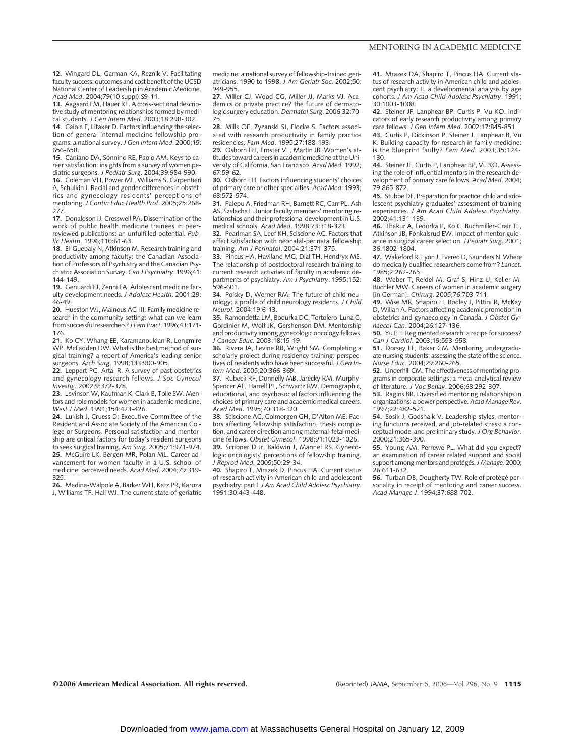**12.** Wingard DL, Garman KA, Reznik V. Facilitating faculty success: outcomes and cost benefit of the UCSD National Center of Leadership in Academic Medicine. *Acad Med*. 2004;79(10 suppl):S9-11.

**13.** Aagaard EM, Hauer KE. A cross-sectional descriptive study of mentoring relationships formed by medical students. *J Gen Intern Med*. 2003;18:298-302.

**14.** Caiola E, Litaker D. Factors influencing the selection of general internal medicine fellowship programs: a national survey. *J Gen Intern Med*. 2000;15:656-658.

**15.** Caniano DA, Sonnino RE, Paolo AM. Keys to career satisfaction: insights from a survey of women pediatric surgeons. *J Pediatr Surg*. 2004;39:984-990.

**16.** Coleman VH, Power ML, Williams S, Carpentieri A, Schulkin J. Racial and gender differences in obstetrics and gynecology residents' perceptions of mentoring. *J Contin Educ Health Prof*. 2005;25:268-277.

**17.** Donaldson IJ, Cresswell PA. Dissemination of the work of public health medicine trainees in peer-reviewed publications: an unfulfilled potential. *Public Health*. 1996;110:61-63.

**18.** El-Guebaly N, Atkinson M. Research training and productivity among faculty: the Canadian Association of Professors of Psychiatry and the Canadian Psychiatric Association Survey. *Can J Psychiatry*. 1996;41:144-149.

**19.** Genuardi FJ, Zenni EA. Adolescent medicine faculty development needs. *J Adolesc Health*. 2001;29:46-49.

**20.** Hueston WJ, Mainous AG III. Family medicine research in the community setting: what can we learn from successful researchers? *J Fam Pract*. 1996;43:171-176.

**21.** Ko CY, Whang EE, Karamanoukian R, Longmire WP, McFadden DW. What is the best method of surgical training? a report of America's leading senior surgeons. *Arch Surg*. 1998;133:900-905.

**22.** Leppert PC, Artal R. A survey of past obstetrics and gynecology research fellows. *J Soc Gynecol Investig*. 2002;9:372-378.

**23.** Levinson W, Kaufman K, Clark B, Tolle SW. Mentors and role models for women in academic medicine. *West J Med*. 1991;154:423-426.

**24.** Lukish J, Cruess D; Executive Committee of the Resident and Associate Society of the American College or Surgeons. Personal satisfaction and mentorship are critical factors for today's resident surgeons to seek surgical training. *Am Surg*. 2005;71:971-974.

**25.** McGuire LK, Bergen MR, Polan ML. Career advancement for women faculty in a U.S. school of medicine: perceived needs. *Acad Med*. 2004;79:319-325.

**26.** Medina-Walpole A, Barker WH, Katz PR, Karuza J, Williams TF, Hall WJ. The current state of geriatric medicine: a national survey of fellowship-trained geriatricians, 1990 to 1998. *J Am Geriatr Soc*. 2002;50:949-955.

**27.** Miller CJ, Wood CG, Miller JJ, Marks VJ. Academics or private practice? the future of dermatologic surgery education. *Dermatol Surg*. 2006;32:70-75.

**28.** Mills OF, Zyzanski SJ, Flocke S. Factors associated with research productivity in family practice residencies. *Fam Med*. 1995;27:188-193.

**29.** Osborn EH, Ernster VL, Martin JB. Women's attitudes toward careers in academic medicine at the University of California, San Francisco. *Acad Med*. 1992;67:59-62.

**30.** Osborn EH. Factors influencing students' choices of primary care or other specialties. *Acad Med*. 1993;68:572-574.

**31.** Palepu A, Friedman RH, Barnett RC, Carr PL, Ash AS, Szalacha L. Junior faculty members' mentoring relationships and their professional development in U.S. medical schools. *Acad Med*. 1998;73:318-323.

**32.** Pearlman SA, Leef KH, Sciscione AC. Factors that affect satisfaction with neonatal-perinatal fellowship training. *Am J Perinatol*. 2004;21:371-375.

**33.** Pincus HA, Haviland MG, Dial TH, Hendryx MS. The relationship of postdoctoral research training to current research activities of faculty in academic departments of psychiatry. *Am J Psychiatry*. 1995;152:596-601.

**34.** Polsky D, Werner RM. The future of child neurology: a profile of child neurology residents. *J Child Neurol*. 2004;19:6-13.

**35.** Ramondetta LM, Bodurka DC, Tortolero-Luna G, Gordinier M, Wolf JK, Gershenson DM. Mentorship and productivity among gynecologic oncology fellows. *J Cancer Educ*. 2003;18:15-19.

**36.** Rivera JA, Levine RB, Wright SM. Completing a scholarly project during residency training: perspectives of residents who have been successful. *J Gen Intern Med*. 2005;20:366-369.

**37.** Rubeck RF, Donnelly MB, Jarecky RM, Murphy-Spencer AE, Harrell PL, Schwartz RW. Demographic, educational, and psychosocial factors influencing the choices of primary care and academic medical careers. *Acad Med*. 1995;70:318-320.

**38.** Sciscione AC, Colmorgen GH, D'Alton ME. Factors affecting fellowship satisfaction, thesis completion, and career direction among maternal-fetal medicine fellows. *Obstet Gynecol*. 1998;91:1023-1026.

**39.** Scribner D Jr, Baldwin J, Mannel RS. Gynecologic oncologists' perceptions of fellowship training. *J Reprod Med*. 2005;50:29-34.

**40.** Shapiro T, Mrazek D, Pincus HA. Current status of research activity in American child and adolescent psychiatry: part I. *J Am Acad Child Adolesc Psychiatry*. 1991;30:443-448.

**41.** Mrazek DA, Shapiro T, Pincus HA. Current status of research activity in American child and adolescent psychiatry: II. a developmental analysis by age cohorts. *J Am Acad Child Adolesc Psychiatry*. 1991;30:1003-1008.

**42.** Steiner JF, Lanphear BP, Curtis P, Vu KO. Indicators of early research productivity among primary care fellows. *J Gen Intern Med*. 2002;17:845-851.

**43.** Curtis P, Dickinson P, Steiner J, Lanphear B, Vu K. Building capacity for research in family medicine: is the blueprint faulty? *Fam Med*. 2003;35:124-130.

**44.** Steiner JF, Curtis P, Lanphear BP, Vu KO. Assessing the role of influential mentors in the research development of primary care fellows. *Acad Med*. 2004;79:865-872.

**45.** Stubbe DE. Preparation for practice: child and adolescent psychiatry graduates' assessment of training experiences. *J Am Acad Child Adolesc Psychiatry*. 2002;41:131-139.

**46.** Thakur A, Fedorka P, Ko C, Buchmiller-Crair TL, Atkinson JB, Fonkalsrud EW. Impact of mentor guidance in surgical career selection. *J Pediatr Surg*. 2001;36:1802-1804.

**47.** Wakeford R, Lyon J, Evered D, Saunders N. Where do medically qualified researchers come from? *Lancet*. 1985;2:262-265.

**48.** Weber T, Reidel M, Graf S, Hinz U, Keller M, Büchler MW. Careers of women in academic surgery [in German]. *Chirurg*. 2005;76:703-711.

**49.** Wise MR, Shapiro H, Bodley J, Pittini R, McKay D, Willan A. Factors affecting academic promotion in obstetrics and gynaecology in Canada. *J Obstet Gynaecol Can*. 2004;26:127-136.

**50.** Yu EH. Regimented research: a recipe for success? *Can J Cardiol*. 2003;19:553-558.

**51.** Dorsey LE, Baker CM. Mentoring undergraduate nursing students: assessing the state of the science. *Nurse Educ*. 2004;29:260-265.

**52.** Underhill CM. The effectiveness of mentoring programs in corporate settings: a meta-analytical review of literature. *J Voc Behav*. 2006;68:292-307.

**53.** Ragins BR. Diversified mentoring relationships in organizations: a power perspective. *Acad Manage Rev*. 1997;22:482-521.

**54.** Sosik J, Godshalk V. Leadership styles, mentoring functions received, and job-related stress: a conceptual model and preliminary study. *J Org Behavior*. 2000;21:365-390.

**55.** Young AM, Perrewe PL. What did you expect? an examination of career related support and social support among mentors and protégés. *J Manage*. 2000;26:611-632.

**56.** Turban DB, Dougherty TW. Role of protégé personality in receipt of mentoring and career success. *Acad Manage J*. 1994;37:688-702.